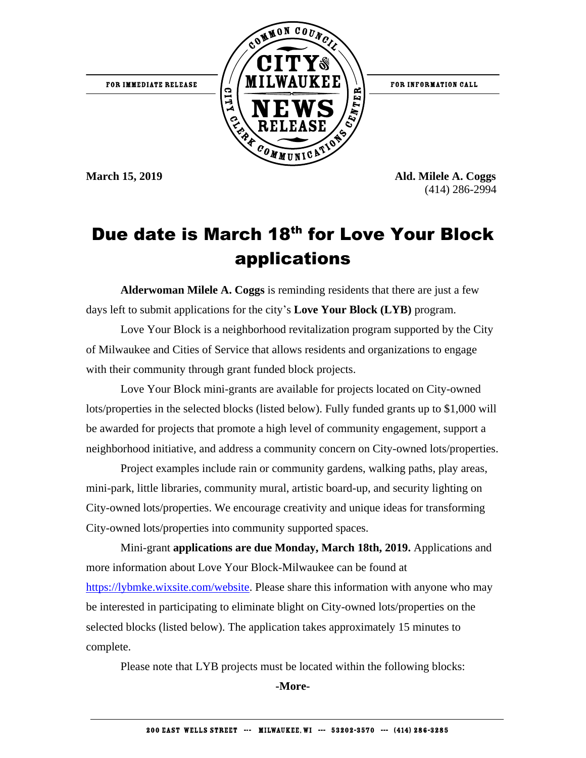FOR IMMEDIATE RELEASE

FOR INFORMATION CALL

**March 15, 2019**

**Ald. Milele A. Coggs**
(414) 286-2994

# Due date is March 18th for Love Your Block applications

**Alderwoman Milele A. Coggs** is reminding residents that there are just a few days left to submit applications for the city's **Love Your Block (LYB)** program.

Love Your Block is a neighborhood revitalization program supported by the City of Milwaukee and Cities of Service that allows residents and organizations to engage with their community through grant funded block projects.

Love Your Block mini-grants are available for projects located on City-owned lots/properties in the selected blocks (listed below). Fully funded grants up to $1,000 will be awarded for projects that promote a high level of community engagement, support a neighborhood initiative, and address a community concern on City-owned lots/properties.

Project examples include rain or community gardens, walking paths, play areas, mini-park, little libraries, community mural, artistic board-up, and security lighting on City-owned lots/properties. We encourage creativity and unique ideas for transforming City-owned lots/properties into community supported spaces.

Mini-grant **applications are due Monday, March 18th, 2019.** Applications and more information about Love Your Block-Milwaukee can be found at https://lybmke.wixsite.com/website. Please share this information with anyone who may be interested in participating to eliminate blight on City-owned lots/properties on the selected blocks (listed below). The application takes approximately 15 minutes to complete.

Please note that LYB projects must be located within the following blocks:

**-More-**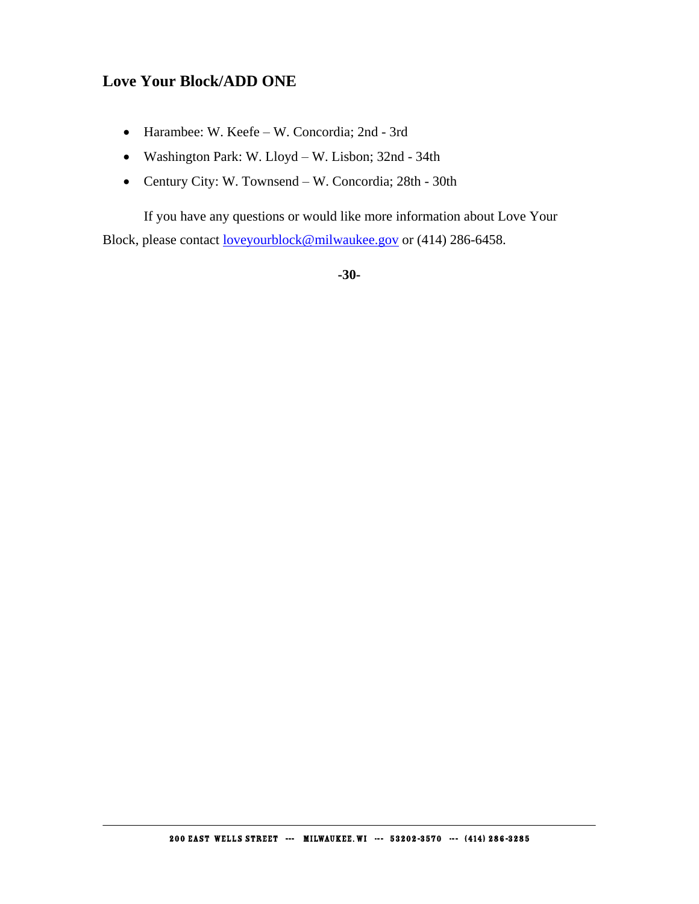## Love Your Block/ADD ONE

- Harambee: W. Keefe – W. Concordia; 2nd - 3rd
- Washington Park: W. Lloyd – W. Lisbon; 32nd - 34th
- Century City: W. Townsend – W. Concordia; 28th - 30th

If you have any questions or would like more information about Love Your Block, please contact loveyourblock@milwaukee.gov or (414) 286-6458.

**-30-**

200 EAST WELLS STREET --- MILWAUKEE, WI --- 53202-3570 --- (414) 286-3285